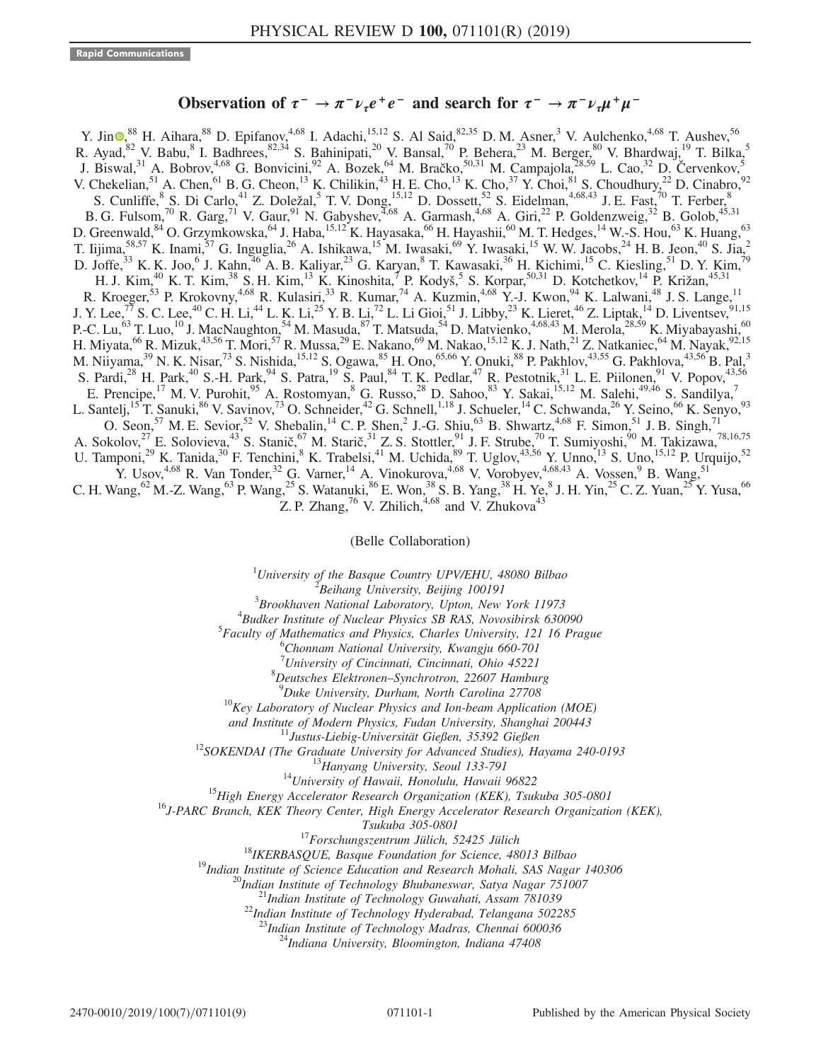Rapid Communications

# Observation of $\tau^- \to \pi^- \nu_\tau e^+ e^-$ and search for $\tau^- \to \pi^- \nu_\tau \mu^+ \mu^-$

Y. Jin,[88] H. Aihara,[88] D. Epifanov,[4,68] I. Adachi,[15,12] S. Al Said,[82,35] D. M. Asner,[3] V. Aulchenko,[4,68] T. Aushev,[56] R. Ayad,[82] V. Babu,[8] I. Badhrees,[82,34] S. Bahinipati,[20] V. Bansal,[70] P. Behera,[23] M. Berger,[80] V. Bhardwaj,[19] T. Bilka,[5] J. Biswal,[31] A. Bobrov,[4,68] G. Bonvicini,[92] A. Bozek,[64] M. Bračko,[50,31] M. Campajola,[28,59] L. Cao,[32] D. Červenkov,[5] V. Chekelian,[51] A. Chen,[61] B. G. Cheon,[13] K. Chilikin,[43] H. E. Cho,[13] K. Cho,[37] Y. Choi,[81] S. Choudhury,[22] D. Cinabro,[92] S. Cunliffe,[8] S. Di Carlo,[41] Z. Doležal,[5] T. V. Dong,[15,12] D. Dossett,[52] S. Eidelman,[4,68,43] J. E. Fast,[70] T. Ferber,[8] B. G. Fulsom,[70] R. Garg,[71] V. Gaur,[91] N. Gabyshev,[4,68] A. Garmash,[4,68] A. Giri,[22] P. Goldenzweig,[32] B. Golob,[45,31] D. Greenwald,[84] O. Grzymkowska,[64] J. Haba,[15,12] K. Hayasaka,[66] H. Hayashii,[60] M. T. Hedges,[14] W.-S. Hou,[63] K. Huang,[63] T. Iijima,[58,57] K. Inami,[57] G. Inguglia,[26] A. Ishikawa,[15] M. Iwasaki,[69] Y. Iwasaki,[15] W. W. Jacobs,[24] H. B. Jeon,[40] S. Jia,[2] D. Joffe,[33] K. K. Joo,[6] J. Kahn,[46] A. B. Kaliyar,[23] G. Karyan,[8] T. Kawasaki,[36] H. Kichimi,[15] C. Kiesling,[51] D. Y. Kim,[79] H. J. Kim,[40] K. T. Kim,[38] S. H. Kim,[13] K. Kinoshita,[7] P. Kodyš,[5] S. Korpar,[50,31] D. Kotchetkov,[14] P. Križan,[45,31] R. Kroeger,[53] P. Krokovny,[4,68] R. Kulasiri,[33] R. Kumar,[74] A. Kuzmin,[4,68] Y.-J. Kwon,[94] K. Lalwani,[48] J. S. Lange,[11] J. Y. Lee,[77] S. C. Lee,[40] C. H. Li,[44] L. K. Li,[25] Y. B. Li,[72] L. Li Gioi,[51] J. Libby,[23] K. Lieret,[46] Z. Liptak,[14] D. Liventsev,[91,15] P.-C. Lu,[63] T. Luo,[10] J. MacNaughton,[54] M. Masuda,[87] T. Matsuda,[54] D. Matvienko,[4,68,43] M. Merola,[28,59] K. Miyabayashi,[60] H. Miyata,[66] R. Mizuk,[43,56] T. Mori,[57] R. Mussa,[29] E. Nakano,[69] M. Nakao,[15,12] K. J. Nath,[21] Z. Natkaniec,[64] M. Nayak,[92,15] M. Niiyama,[39] N. K. Nisar,[73] S. Nishida,[15,12] S. Ogawa,[85] H. Ono,[65,66] Y. Onuki,[88] P. Pakhlov,[43,55] G. Pakhlova,[43,56] B. Pal,[3] S. Pardi,[28] H. Park,[40] S.-H. Park,[94] S. Patra,[19] S. Paul,[84] T. K. Pedlar,[47] R. Pestotnik,[31] L. E. Piilonen,[91] V. Popov,[43,56] E. Prencipe,[17] M. V. Purohit,[95] A. Rostomyan,[8] G. Russo,[28] D. Sahoo,[83] Y. Sakai,[15,12] M. Salehi,[49,46] S. Sandilya,[7] L. Santelj,[15] T. Sanuki,[86] V. Savinov,[73] O. Schneider,[42] G. Schnell,[1,18] J. Schueler,[14] C. Schwanda,[26] Y. Seino,[66] K. Senyo,[93] O. Seon,[57] M. E. Sevior,[52] V. Shebalin,[14] C. P. Shen,[2] J.-G. Shiu,[63] B. Shwartz,[4,68] F. Simon,[51] J. B. Singh,[71] A. Sokolov,[27] E. Solovieva,[43] S. Stanič,[67] M. Starič,[31] Z. S. Stottler,[91] J. F. Strube,[70] T. Sumiyoshi,[90] M. Takizawa,[78,16,75] U. Tamponi,[29] K. Tanida,[30] F. Tenchini,[8] K. Trabelsi,[41] M. Uchida,[89] T. Uglov,[43,56] Y. Unno,[13] S. Uno,[15,12] P. Urquijo,[52] Y. Usov,[4,68] R. Van Tonder,[32] G. Varner,[14] A. Vinokurova,[4,68] V. Vorobyev,[4,68,43] A. Vossen,[9] B. Wang,[51] C. H. Wang,[62] M.-Z. Wang,[63] P. Wang,[25] S. Watanuki,[86] E. Won,[38] S. B. Yang,[38] H. Ye,[8] J. H. Yin,[25] C. Z. Yuan,[25] Y. Yusa,[66] Z. P. Zhang,[76] V. Zhilich,[4,68] and V. Zhukova[43]

(Belle Collaboration)

[1] *University of the Basque Country UPV/EHU, 48080 Bilbao*
[2] *Beihang University, Beijing 100191*
[3] *Brookhaven National Laboratory, Upton, New York 11973*
[4] *Budker Institute of Nuclear Physics SB RAS, Novosibirsk 630090*
[5] *Faculty of Mathematics and Physics, Charles University, 121 16 Prague*
[6] *Chonnam National University, Kwangju 660-701*
[7] *University of Cincinnati, Cincinnati, Ohio 45221*
[8] *Deutsches Elektronen–Synchrotron, 22607 Hamburg*
[9] *Duke University, Durham, North Carolina 27708*
[10] *Key Laboratory of Nuclear Physics and Ion-beam Application (MOE) and Institute of Modern Physics, Fudan University, Shanghai 200443*
[11] *Justus-Liebig-Universität Gießen, 35392 Gießen*
[12] *SOKENDAI (The Graduate University for Advanced Studies), Hayama 240-0193*
[13] *Hanyang University, Seoul 133-791*
[14] *University of Hawaii, Honolulu, Hawaii 96822*
[15] *High Energy Accelerator Research Organization (KEK), Tsukuba 305-0801*
[16] *J-PARC Branch, KEK Theory Center, High Energy Accelerator Research Organization (KEK), Tsukuba 305-0801*
[17] *Forschungszentrum Jülich, 52425 Jülich*
[18] *IKERBASQUE, Basque Foundation for Science, 48013 Bilbao*
[19] *Indian Institute of Science Education and Research Mohali, SAS Nagar 140306*
[20] *Indian Institute of Technology Bhubaneswar, Satya Nagar 751007*
[21] *Indian Institute of Technology Guwahati, Assam 781039*
[22] *Indian Institute of Technology Hyderabad, Telangana 502285*
[23] *Indian Institute of Technology Madras, Chennai 600036*
[24] *Indiana University, Bloomington, Indiana 47408*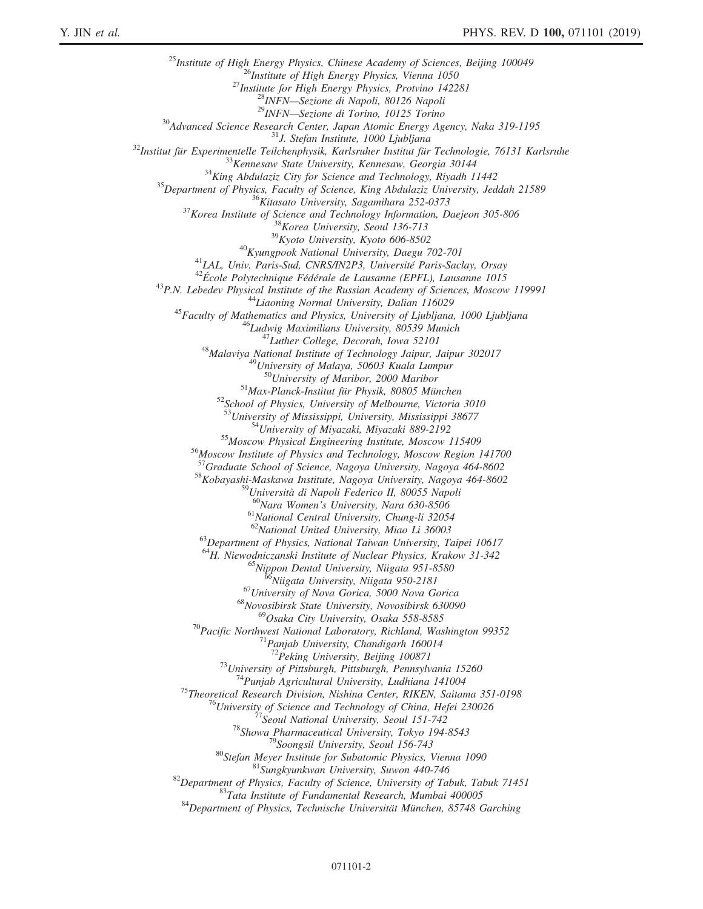[25]Institute of High Energy Physics, Chinese Academy of Sciences, Beijing 100049
[26]Institute of High Energy Physics, Vienna 1050
[27]Institute for High Energy Physics, Protvino 142281
[28]INFN—Sezione di Napoli, 80126 Napoli
[29]INFN—Sezione di Torino, 10125 Torino
[30]Advanced Science Research Center, Japan Atomic Energy Agency, Naka 319-1195
[31]J. Stefan Institute, 1000 Ljubljana
[32]Institut für Experimentelle Teilchenphysik, Karlsruher Institut für Technologie, 76131 Karlsruhe
[33]Kennesaw State University, Kennesaw, Georgia 30144
[34]King Abdulaziz City for Science and Technology, Riyadh 11442
[35]Department of Physics, Faculty of Science, King Abdulaziz University, Jeddah 21589
[36]Kitasato University, Sagamihara 252-0373
[37]Korea Institute of Science and Technology Information, Daejeon 305-806
[38]Korea University, Seoul 136-713
[39]Kyoto University, Kyoto 606-8502
[40]Kyungpook National University, Daegu 702-701
[41]LAL, Univ. Paris-Sud, CNRS/IN2P3, Université Paris-Saclay, Orsay
[42]École Polytechnique Fédérale de Lausanne (EPFL), Lausanne 1015
[43]P.N. Lebedev Physical Institute of the Russian Academy of Sciences, Moscow 119991
[44]Liaoning Normal University, Dalian 116029
[45]Faculty of Mathematics and Physics, University of Ljubljana, 1000 Ljubljana
[46]Ludwig Maximilians University, 80539 Munich
[47]Luther College, Decorah, Iowa 52101
[48]Malaviya National Institute of Technology Jaipur, Jaipur 302017
[49]University of Malaya, 50603 Kuala Lumpur
[50]University of Maribor, 2000 Maribor
[51]Max-Planck-Institut für Physik, 80805 München
[52]School of Physics, University of Melbourne, Victoria 3010
[53]University of Mississippi, University, Mississippi 38677
[54]University of Miyazaki, Miyazaki 889-2192
[55]Moscow Physical Engineering Institute, Moscow 115409
[56]Moscow Institute of Physics and Technology, Moscow Region 141700
[57]Graduate School of Science, Nagoya University, Nagoya 464-8602
[58]Kobayashi-Maskawa Institute, Nagoya University, Nagoya 464-8602
[59]Università di Napoli Federico II, 80055 Napoli
[60]Nara Women's University, Nara 630-8506
[61]National Central University, Chung-li 32054
[62]National United University, Miao Li 36003
[63]Department of Physics, National Taiwan University, Taipei 10617
[64]H. Niewodniczanski Institute of Nuclear Physics, Krakow 31-342
[65]Nippon Dental University, Niigata 951-8580
[66]Niigata University, Niigata 950-2181
[67]University of Nova Gorica, 5000 Nova Gorica
[68]Novosibirsk State University, Novosibirsk 630090
[69]Osaka City University, Osaka 558-8585
[70]Pacific Northwest National Laboratory, Richland, Washington 99352
[71]Panjab University, Chandigarh 160014
[72]Peking University, Beijing 100871
[73]University of Pittsburgh, Pittsburgh, Pennsylvania 15260
[74]Punjab Agricultural University, Ludhiana 141004
[75]Theoretical Research Division, Nishina Center, RIKEN, Saitama 351-0198
[76]University of Science and Technology of China, Hefei 230026
[77]Seoul National University, Seoul 151-742
[78]Showa Pharmaceutical University, Tokyo 194-8543
[79]Soongsil University, Seoul 156-743
[80]Stefan Meyer Institute for Subatomic Physics, Vienna 1090
[81]Sungkyunkwan University, Suwon 440-746
[82]Department of Physics, Faculty of Science, University of Tabuk, Tabuk 71451
[83]Tata Institute of Fundamental Research, Mumbai 400005
[84]Department of Physics, Technische Universität München, 85748 Garching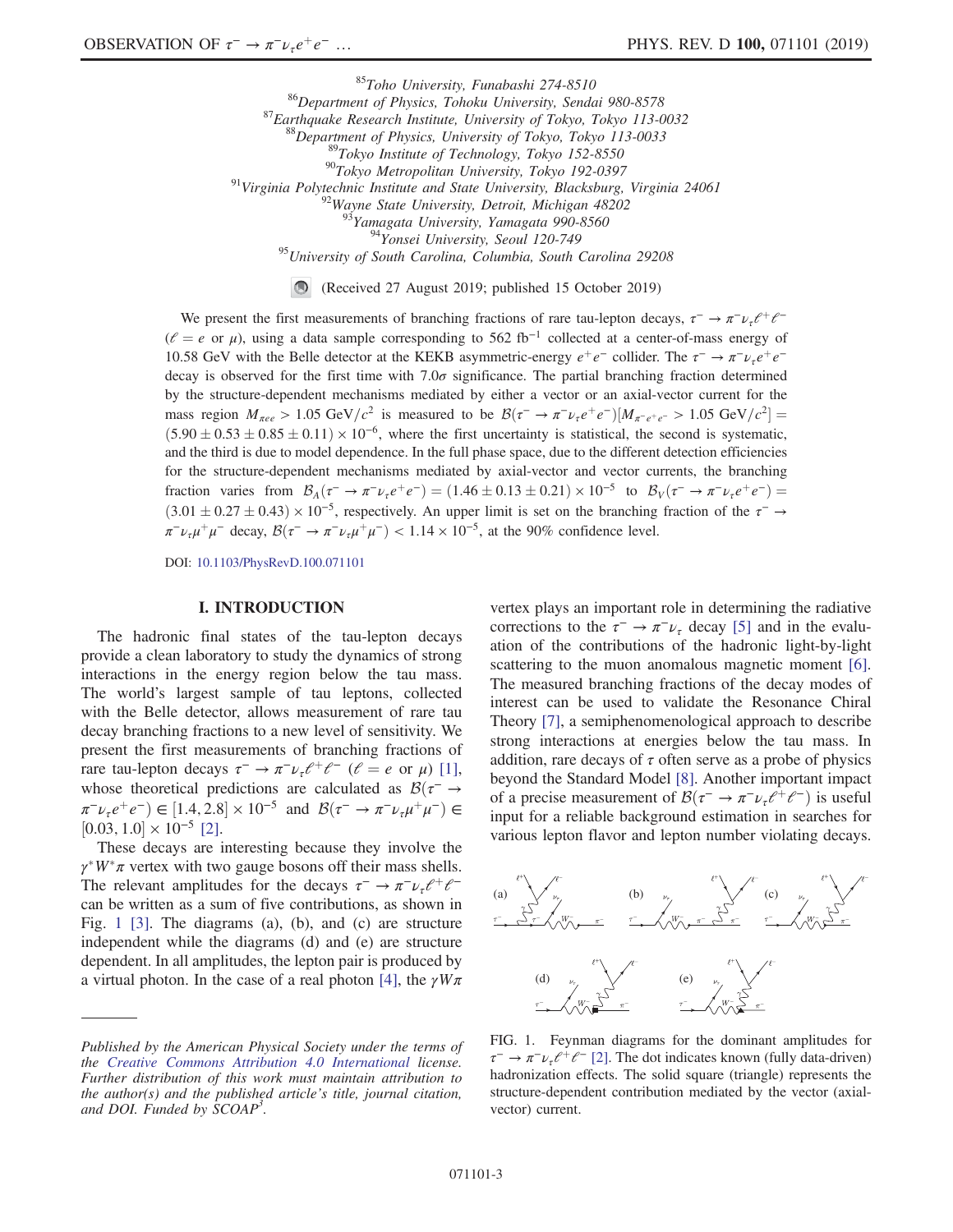[85]Toho University, Funabashi 274-8510
[86]Department of Physics, Tohoku University, Sendai 980-8578
[87]Earthquake Research Institute, University of Tokyo, Tokyo 113-0032
[88]Department of Physics, University of Tokyo, Tokyo 113-0033
[89]Tokyo Institute of Technology, Tokyo 152-8550
[90]Tokyo Metropolitan University, Tokyo 192-0397
[91]Virginia Polytechnic Institute and State University, Blacksburg, Virginia 24061
[92]Wayne State University, Detroit, Michigan 48202
[93]Yamagata University, Yamagata 990-8560
[94]Yonsei University, Seoul 120-749
[95]University of South Carolina, Columbia, South Carolina 29208

(Received 27 August 2019; published 15 October 2019)

We present the first measurements of branching fractions of rare tau-lepton decays, $\tau^- \to \pi^- \nu_\tau \ell^+ \ell^-$ ($\ell = e$ or $\mu$), using a data sample corresponding to 562 $\mathrm{fb}^{-1}$ collected at a center-of-mass energy of 10.58 GeV with the Belle detector at the KEKB asymmetric-energy $e^+e^-$ collider. The $\tau^- \to \pi^- \nu_\tau e^+ e^-$ decay is observed for the first time with $7.0\sigma$ significance. The partial branching fraction determined by the structure-dependent mechanisms mediated by either a vector or an axial-vector current for the mass region $M_{\pi ee} > 1.05\ \mathrm{GeV}/c^2$ is measured to be $\mathcal{B}(\tau^- \to \pi^- \nu_\tau e^+ e^-)[M_{\pi^- e^+ e^-} > 1.05\ \mathrm{GeV}/c^2] = (5.90 \pm 0.53 \pm 0.85 \pm 0.11) \times 10^{-6}$, where the first uncertainty is statistical, the second is systematic, and the third is due to model dependence. In the full phase space, due to the different detection efficiencies for the structure-dependent mechanisms mediated by axial-vector and vector currents, the branching fraction varies from $\mathcal{B}_A(\tau^- \to \pi^- \nu_\tau e^+ e^-) = (1.46 \pm 0.13 \pm 0.21) \times 10^{-5}$ to $\mathcal{B}_V(\tau^- \to \pi^- \nu_\tau e^+ e^-) = (3.01 \pm 0.27 \pm 0.43) \times 10^{-5}$, respectively. An upper limit is set on the branching fraction of the $\tau^- \to \pi^- \nu_\tau \mu^+ \mu^-$ decay, $\mathcal{B}(\tau^- \to \pi^- \nu_\tau \mu^+ \mu^-) < 1.14 \times 10^{-5}$, at the 90% confidence level.

DOI: 10.1103/PhysRevD.100.071101

## I. INTRODUCTION

The hadronic final states of the tau-lepton decays provide a clean laboratory to study the dynamics of strong interactions in the energy region below the tau mass. The world's largest sample of tau leptons, collected with the Belle detector, allows measurement of rare tau decay branching fractions to a new level of sensitivity. We present the first measurements of branching fractions of rare tau-lepton decays $\tau^- \to \pi^- \nu_\tau \ell^+ \ell^-$ ($\ell = e$ or $\mu$) [1], whose theoretical predictions are calculated as $\mathcal{B}(\tau^- \to \pi^- \nu_\tau e^+ e^-) \in [1.4, 2.8] \times 10^{-5}$ and $\mathcal{B}(\tau^- \to \pi^- \nu_\tau \mu^+ \mu^-) \in [0.03, 1.0] \times 10^{-5}$ [2].

These decays are interesting because they involve the $\gamma^* W^* \pi$ vertex with two gauge bosons off their mass shells. The relevant amplitudes for the decays $\tau^- \to \pi^- \nu_\tau \ell^+ \ell^-$ can be written as a sum of five contributions, as shown in Fig. 1 [3]. The diagrams (a), (b), and (c) are structure independent while the diagrams (d) and (e) are structure dependent. In all amplitudes, the lepton pair is produced by a virtual photon. In the case of a real photon [4], the $\gamma W \pi$ vertex plays an important role in determining the radiative corrections to the $\tau^- \to \pi^- \nu_\tau$ decay [5] and in the evaluation of the contributions of the hadronic light-by-light scattering to the muon anomalous magnetic moment [6]. The measured branching fractions of the decay modes of interest can be used to validate the Resonance Chiral Theory [7], a semiphenomenological approach to describe strong interactions at energies below the tau mass. In addition, rare decays of $\tau$ often serve as a probe of physics beyond the Standard Model [8]. Another important impact of a precise measurement of $\mathcal{B}(\tau^- \to \pi^- \nu_\tau \ell^+ \ell^-)$ is useful input for a reliable background estimation in searches for various lepton flavor and lepton number violating decays.

FIG. 1. Feynman diagrams for the dominant amplitudes for $\tau^- \to \pi^- \nu_\tau \ell^+ \ell^-$ [2]. The dot indicates known (fully data-driven) hadronization effects. The solid square (triangle) represents the structure-dependent contribution mediated by the vector (axial-vector) current.

*Published by the American Physical Society under the terms of the Creative Commons Attribution 4.0 International license. Further distribution of this work must maintain attribution to the author(s) and the published article's title, journal citation, and DOI. Funded by SCOAP[3].*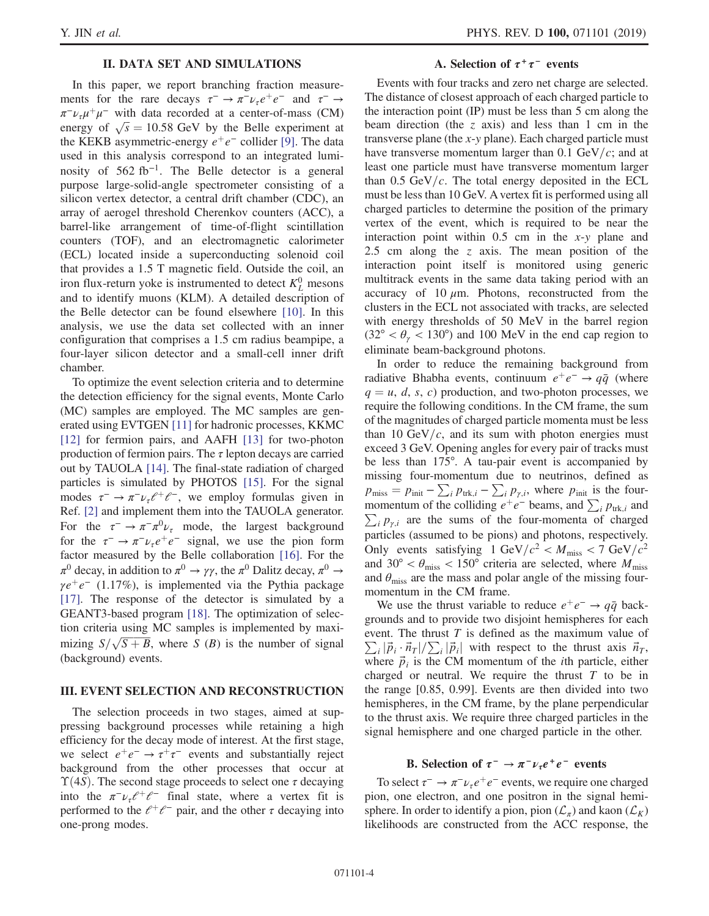## II. DATA SET AND SIMULATIONS

In this paper, we report branching fraction measurements for the rare decays $\tau^- \to \pi^-\nu_\tau e^+e^-$ and $\tau^- \to \pi^-\nu_\tau\mu^+\mu^-$ with data recorded at a center-of-mass (CM) energy of $\sqrt{s} = 10.58$ GeV by the Belle experiment at the KEKB asymmetric-energy $e^+e^-$ collider [9]. The data used in this analysis correspond to an integrated luminosity of 562 $\text{fb}^{-1}$. The Belle detector is a general purpose large-solid-angle spectrometer consisting of a silicon vertex detector, a central drift chamber (CDC), an array of aerogel threshold Cherenkov counters (ACC), a barrel-like arrangement of time-of-flight scintillation counters (TOF), and an electromagnetic calorimeter (ECL) located inside a superconducting solenoid coil that provides a 1.5 T magnetic field. Outside the coil, an iron flux-return yoke is instrumented to detect $K_L^0$ mesons and to identify muons (KLM). A detailed description of the Belle detector can be found elsewhere [10]. In this analysis, we use the data set collected with an inner configuration that comprises a 1.5 cm radius beampipe, a four-layer silicon detector and a small-cell inner drift chamber.

To optimize the event selection criteria and to determine the detection efficiency for the signal events, Monte Carlo (MC) samples are employed. The MC samples are generated using EVTGEN [11] for hadronic processes, KKMC [12] for fermion pairs, and AAFH [13] for two-photon production of fermion pairs. The $\tau$ lepton decays are carried out by TAUOLA [14]. The final-state radiation of charged particles is simulated by PHOTOS [15]. For the signal modes $\tau^- \to \pi^-\nu_\tau\ell^+\ell^-$, we employ formulas given in Ref. [2] and implement them into the TAUOLA generator. For the $\tau^- \to \pi^-\pi^0\nu_\tau$ mode, the largest background for the $\tau^- \to \pi^-\nu_\tau e^+e^-$ signal, we use the pion form factor measured by the Belle collaboration [16]. For the $\pi^0$ decay, in addition to $\pi^0 \to \gamma\gamma$, the $\pi^0$ Dalitz decay, $\pi^0 \to \gamma e^+e^-$ (1.17%), is implemented via the Pythia package [17]. The response of the detector is simulated by a GEANT3-based program [18]. The optimization of selection criteria using MC samples is implemented by maximizing $S/\sqrt{S+B}$, where $S$ ($B$) is the number of signal (background) events.

## III. EVENT SELECTION AND RECONSTRUCTION

The selection proceeds in two stages, aimed at suppressing background processes while retaining a high efficiency for the decay mode of interest. At the first stage, we select $e^+e^- \to \tau^+\tau^-$ events and substantially reject background from the other processes that occur at $\Upsilon(4S)$. The second stage proceeds to select one $\tau$ decaying into the $\pi^-\nu_\tau\ell^+\ell^-$ final state, where a vertex fit is performed to the $\ell^+\ell^-$ pair, and the other $\tau$ decaying into one-prong modes.

### A. Selection of $\tau^+\tau^-$ events

Events with four tracks and zero net charge are selected. The distance of closest approach of each charged particle to the interaction point (IP) must be less than 5 cm along the beam direction (the $z$ axis) and less than 1 cm in the transverse plane (the $x$-$y$ plane). Each charged particle must have transverse momentum larger than 0.1 GeV/$c$; and at least one particle must have transverse momentum larger than 0.5 GeV/$c$. The total energy deposited in the ECL must be less than 10 GeV. A vertex fit is performed using all charged particles to determine the position of the primary vertex of the event, which is required to be near the interaction point within 0.5 cm in the $x$-$y$ plane and 2.5 cm along the $z$ axis. The mean position of the interaction point itself is monitored using generic multitrack events in the same data taking period with an accuracy of 10 $\mu$m. Photons, reconstructed from the clusters in the ECL not associated with tracks, are selected with energy thresholds of 50 MeV in the barrel region ($32° < \theta_\gamma < 130°$) and 100 MeV in the end cap region to eliminate beam-background photons.

In order to reduce the remaining background from radiative Bhabha events, continuum $e^+e^- \to q\bar{q}$ (where $q = u$, $d$, $s$, $c$) production, and two-photon processes, we require the following conditions. In the CM frame, the sum of the magnitudes of charged particle momenta must be less than 10 GeV/$c$, and its sum with photon energies must exceed 3 GeV. Opening angles for every pair of tracks must be less than 175°. A tau-pair event is accompanied by missing four-momentum due to neutrinos, defined as $p_{\text{miss}} = p_{\text{init}} - \sum_i p_{\text{trk},i} - \sum_i p_{\gamma,i}$, where $p_{\text{init}}$ is the four-momentum of the colliding $e^+e^-$ beams, and $\sum_i p_{\text{trk},i}$ and $\sum_i p_{\gamma,i}$ are the sums of the four-momenta of charged particles (assumed to be pions) and photons, respectively. Only events satisfying 1 GeV/$c^2 < M_{\text{miss}} <$ 7 GeV/$c^2$ and $30° < \theta_{\text{miss}} < 150°$ criteria are selected, where $M_{\text{miss}}$ and $\theta_{\text{miss}}$ are the mass and polar angle of the missing four-momentum in the CM frame.

We use the thrust variable to reduce $e^+e^- \to q\bar{q}$ backgrounds and to provide two disjoint hemispheres for each event. The thrust $T$ is defined as the maximum value of $\sum_i |\vec{p}_i \cdot \vec{n}_T| / \sum_i |\vec{p}_i|$ with respect to the thrust axis $\vec{n}_T$, where $\vec{p}_i$ is the CM momentum of the $i$th particle, either charged or neutral. We require the thrust $T$ to be in the range [0.85, 0.99]. Events are then divided into two hemispheres, in the CM frame, by the plane perpendicular to the thrust axis. We require three charged particles in the signal hemisphere and one charged particle in the other.

### B. Selection of $\tau^- \to \pi^-\nu_\tau e^+e^-$ events

To select $\tau^- \to \pi^-\nu_\tau e^+e^-$ events, we require one charged pion, one electron, and one positron in the signal hemisphere. In order to identify a pion, pion ($\mathcal{L}_\pi$) and kaon ($\mathcal{L}_K$) likelihoods are constructed from the ACC response, the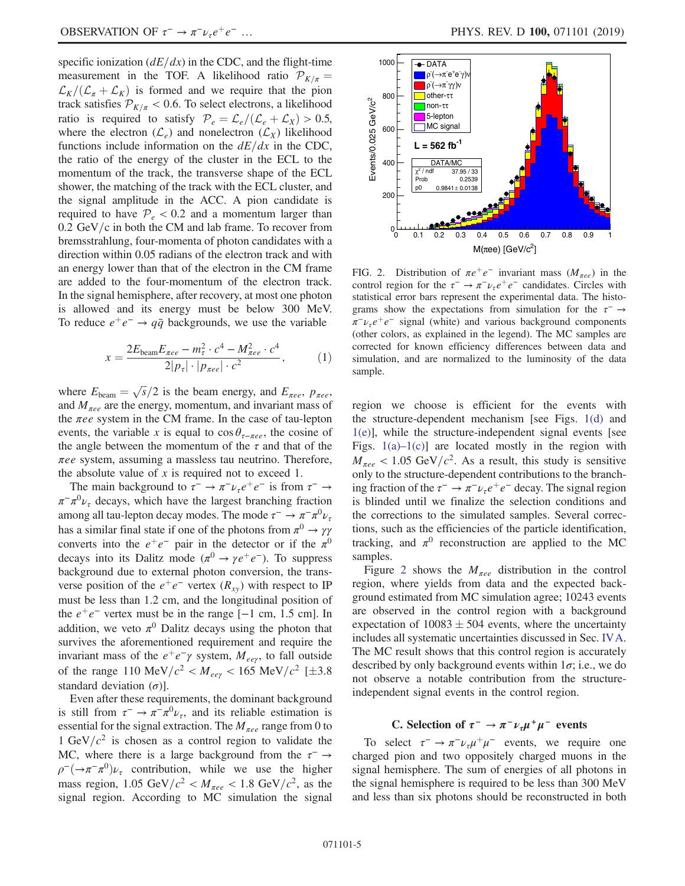specific ionization ($dE/dx$) in the CDC, and the flight-time measurement in the TOF. A likelihood ratio $\mathcal{P}_{K/\pi} = \mathcal{L}_K/(\mathcal{L}_\pi + \mathcal{L}_K)$ is formed and we require that the pion track satisfies $\mathcal{P}_{K/\pi} < 0.6$. To select electrons, a likelihood ratio is required to satisfy $\mathcal{P}_e = \mathcal{L}_e/(\mathcal{L}_e + \mathcal{L}_X) > 0.5$, where the electron ($\mathcal{L}_e$) and nonelectron ($\mathcal{L}_X$) likelihood functions include information on the $dE/dx$ in the CDC, the ratio of the energy of the cluster in the ECL to the momentum of the track, the transverse shape of the ECL shower, the matching of the track with the ECL cluster, and the signal amplitude in the ACC. A pion candidate is required to have $\mathcal{P}_e < 0.2$ and a momentum larger than 0.2 GeV/$c$ in both the CM and lab frame. To recover from bremsstrahlung, four-momenta of photon candidates with a direction within 0.05 radians of the electron track and with an energy lower than that of the electron in the CM frame are added to the four-momentum of the electron track. In the signal hemisphere, after recovery, at most one photon is allowed and its energy must be below 300 MeV. To reduce $e^+e^- \to q\bar{q}$ backgrounds, we use the variable

$$x = \frac{2E_{\text{beam}}E_{\pi ee} - m_\tau^2 \cdot c^4 - M_{\pi ee}^2 \cdot c^4}{2|p_\tau| \cdot |p_{\pi ee}| \cdot c^2}, \tag{1}$$

where $E_{\text{beam}} = \sqrt{s}/2$ is the beam energy, and $E_{\pi ee}$, $p_{\pi ee}$, and $M_{\pi ee}$ are the energy, momentum, and invariant mass of the $\pi ee$ system in the CM frame. In the case of tau-lepton events, the variable $x$ is equal to $\cos\theta_{\tau-\pi ee}$, the cosine of the angle between the momentum of the $\tau$ and that of the $\pi ee$ system, assuming a massless tau neutrino. Therefore, the absolute value of $x$ is required not to exceed 1.

The main background to $\tau^- \to \pi^-\nu_\tau e^+e^-$ is from $\tau^- \to \pi^-\pi^0\nu_\tau$ decays, which have the largest branching fraction among all tau-lepton decay modes. The mode $\tau^- \to \pi^-\pi^0\nu_\tau$ has a similar final state if one of the photons from $\pi^0 \to \gamma\gamma$ converts into the $e^+e^-$ pair in the detector or if the $\pi^0$ decays into its Dalitz mode ($\pi^0 \to \gamma e^+e^-$). To suppress background due to external photon conversion, the transverse position of the $e^+e^-$ vertex ($R_{xy}$) with respect to IP must be less than 1.2 cm, and the longitudinal position of the $e^+e^-$ vertex must be in the range [$-1$ cm, 1.5 cm]. In addition, we veto $\pi^0$ Dalitz decays using the photon that survives the aforementioned requirement and require the invariant mass of the $e^+e^-\gamma$ system, $M_{ee\gamma}$, to fall outside of the range 110 MeV/$c^2$ $< M_{ee\gamma} <$ 165 MeV/$c^2$ [$\pm 3.8$ standard deviation ($\sigma$)].

Even after these requirements, the dominant background is still from $\tau^- \to \pi^-\pi^0\nu_\tau$, and its reliable estimation is essential for the signal extraction. The $M_{\pi ee}$ range from 0 to 1 GeV/$c^2$ is chosen as a control region to validate the MC, where there is a large background from the $\tau^- \to \rho^-(\to\pi^-\pi^0)\nu_\tau$ contribution, while we use the higher mass region, 1.05 GeV/$c^2$ $< M_{\pi ee} <$ 1.8 GeV/$c^2$, as the signal region. According to MC simulation the signal region we choose is efficient for the events with the structure-dependent mechanism [see Figs. 1(d) and 1(e)], while the structure-independent signal events [see Figs. 1(a)–1(c)] are located mostly in the region with $M_{\pi ee} < 1.05$ GeV/$c^2$. As a result, this study is sensitive only to the structure-dependent contributions to the branching fraction of the $\tau^- \to \pi^-\nu_\tau e^+e^-$ decay. The signal region is blinded until we finalize the selection conditions and the corrections to the simulated samples. Several corrections, such as the efficiencies of the particle identification, tracking, and $\pi^0$ reconstruction are applied to the MC samples.

FIG. 2. Distribution of $\pi e^+e^-$ invariant mass ($M_{\pi ee}$) in the control region for the $\tau^- \to \pi^-\nu_\tau e^+e^-$ candidates. Circles with statistical error bars represent the experimental data. The histograms show the expectations from simulation for the $\tau^- \to \pi^-\nu_\tau e^+e^-$ signal (white) and various background components (other colors, as explained in the legend). The MC samples are corrected for known efficiency differences between data and simulation, and are normalized to the luminosity of the data sample.

Figure 2 shows the $M_{\pi ee}$ distribution in the control region, where yields from data and the expected background estimated from MC simulation agree; 10243 events are observed in the control region with a background expectation of $10083 \pm 504$ events, where the uncertainty includes all systematic uncertainties discussed in Sec. IV A. The MC result shows that this control region is accurately described by only background events within $1\sigma$; i.e., we do not observe a notable contribution from the structure-independent signal events in the control region.

### C. Selection of $\tau^- \to \pi^-\nu_\tau\mu^+\mu^-$ events

To select $\tau^- \to \pi^-\nu_\tau\mu^+\mu^-$ events, we require one charged pion and two oppositely charged muons in the signal hemisphere. The sum of energies of all photons in the signal hemisphere is required to be less than 300 MeV and less than six photons should be reconstructed in both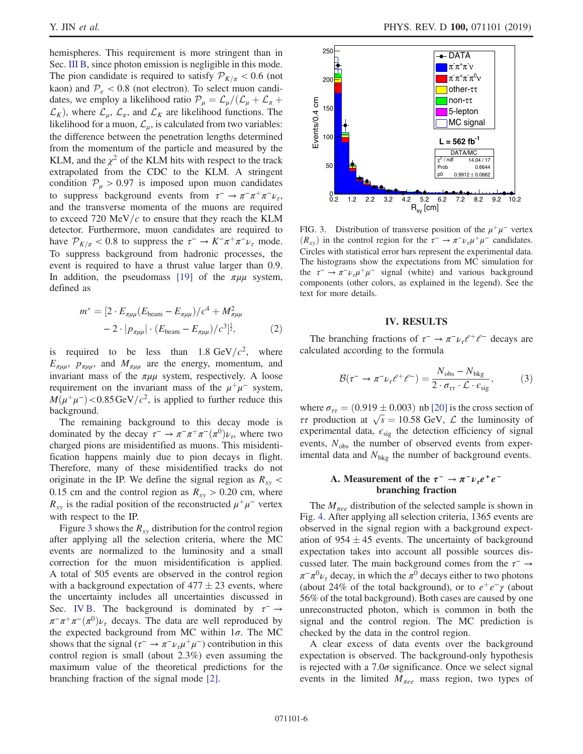hemispheres. This requirement is more stringent than in Sec. III B, since photon emission is negligible in this mode. The pion candidate is required to satisfy $\mathcal{P}_{K/\pi} < 0.6$ (not kaon) and $\mathcal{P}_e < 0.8$ (not electron). To select muon candidates, we employ a likelihood ratio $\mathcal{P}_\mu = \mathcal{L}_\mu/(\mathcal{L}_\mu + \mathcal{L}_\pi + \mathcal{L}_K)$, where $\mathcal{L}_\mu$, $\mathcal{L}_\pi$, and $\mathcal{L}_K$ are likelihood functions. The likelihood for a muon, $\mathcal{L}_\mu$, is calculated from two variables: the difference between the penetration lengths determined from the momentum of the particle and measured by the KLM, and the $\chi^2$ of the KLM hits with respect to the track extrapolated from the CDC to the KLM. A stringent condition $\mathcal{P}_\mu > 0.97$ is imposed upon muon candidates to suppress background events from $\tau^- \to \pi^-\pi^+\pi^-\nu_\tau$, and the transverse momenta of the muons are required to exceed 720 MeV/$c$ to ensure that they reach the KLM detector. Furthermore, muon candidates are required to have $\mathcal{P}_{K/\pi} < 0.8$ to suppress the $\tau^- \to K^-\pi^+\pi^-\nu_\tau$ mode. To suppress background from hadronic processes, the event is required to have a thrust value larger than 0.9. In addition, the pseudomass [19] of the $\pi\mu\mu$ system, defined as

$$m^* = [2 \cdot E_{\pi\mu\mu}(E_{\text{beam}} - E_{\pi\mu\mu})/c^4 + M^2_{\pi\mu\mu} - 2 \cdot |p_{\pi\mu\mu}| \cdot (E_{\text{beam}} - E_{\pi\mu\mu})/c^3]^{\frac{1}{2}}, \tag{2}$$

is required to be less than 1.8 GeV/$c^2$, where $E_{\pi\mu\mu}$, $p_{\pi\mu\mu}$, and $M_{\pi\mu\mu}$ are the energy, momentum, and invariant mass of the $\pi\mu\mu$ system, respectively. A loose requirement on the invariant mass of the $\mu^+\mu^-$ system, $M(\mu^+\mu^-) < 0.85\,\text{GeV}/c^2$, is applied to further reduce this background.

The remaining background to this decay mode is dominated by the decay $\tau^- \to \pi^-\pi^+\pi^-(\pi^0)\nu_\tau$, where two charged pions are misidentified as muons. This misidentification happens mainly due to pion decays in flight. Therefore, many of these misidentified tracks do not originate in the IP. We define the signal region as $R_{xy} < 0.15$ cm and the control region as $R_{xy} > 0.20$ cm, where $R_{xy}$ is the radial position of the reconstructed $\mu^+\mu^-$ vertex with respect to the IP.

Figure 3 shows the $R_{xy}$ distribution for the control region after applying all the selection criteria, where the MC events are normalized to the luminosity and a small correction for the muon misidentification is applied. A total of 505 events are observed in the control region with a background expectation of $477 \pm 23$ events, where the uncertainty includes all uncertainties discussed in Sec. IV B. The background is dominated by $\tau^- \to \pi^-\pi^+\pi^-(\pi^0)\nu_\tau$ decays. The data are well reproduced by the expected background from MC within $1\sigma$. The MC shows that the signal ($\tau^- \to \pi^-\nu_\tau\mu^+\mu^-$) contribution in this control region is small (about 2.3%) even assuming the maximum value of the theoretical predictions for the branching fraction of the signal mode [2].

FIG. 3. Distribution of transverse position of the $\mu^+\mu^-$ vertex ($R_{xy}$) in the control region for the $\tau^- \to \pi^-\nu_\tau\mu^+\mu^-$ candidates. Circles with statistical error bars represent the experimental data. The histograms show the expectations from MC simulation for the $\tau^- \to \pi^-\nu_\tau\mu^+\mu^-$ signal (white) and various background components (other colors, as explained in the legend). See the text for more details.

## IV. RESULTS

The branching fractions of $\tau^- \to \pi^-\nu_\tau\ell^+\ell^-$ decays are calculated according to the formula

$$\mathcal{B}(\tau^- \to \pi^-\nu_\tau\ell^+\ell^-) = \frac{N_{\text{obs}} - N_{\text{bkg}}}{2 \cdot \sigma_{\tau\tau} \cdot \mathcal{L} \cdot \epsilon_{\text{sig}}}, \tag{3}$$

where $\sigma_{\tau\tau} = (0.919 \pm 0.003)$ nb [20] is the cross section of $\tau\tau$ production at $\sqrt{s} = 10.58$ GeV, $\mathcal{L}$ the luminosity of experimental data, $\epsilon_{\text{sig}}$ the detection efficiency of signal events, $N_{\text{obs}}$ the number of observed events from experimental data and $N_{\text{bkg}}$ the number of background events.

### A. Measurement of the $\tau^- \to \pi^-\nu_\tau e^+e^-$ branching fraction

The $M_{\pi ee}$ distribution of the selected sample is shown in Fig. 4. After applying all selection criteria, 1365 events are observed in the signal region with a background expectation of $954 \pm 45$ events. The uncertainty of background expectation takes into account all possible sources discussed later. The main background comes from the $\tau^- \to \pi^-\pi^0\nu_\tau$ decay, in which the $\pi^0$ decays either to two photons (about 24% of the total background), or to $e^+e^-\gamma$ (about 56% of the total background). Both cases are caused by one unreconstructed photon, which is common in both the signal and the control region. The MC prediction is checked by the data in the control region.

A clear excess of data events over the background expectation is observed. The background-only hypothesis is rejected with a 7.0$\sigma$ significance. Once we select signal events in the limited $M_{\pi ee}$ mass region, two types of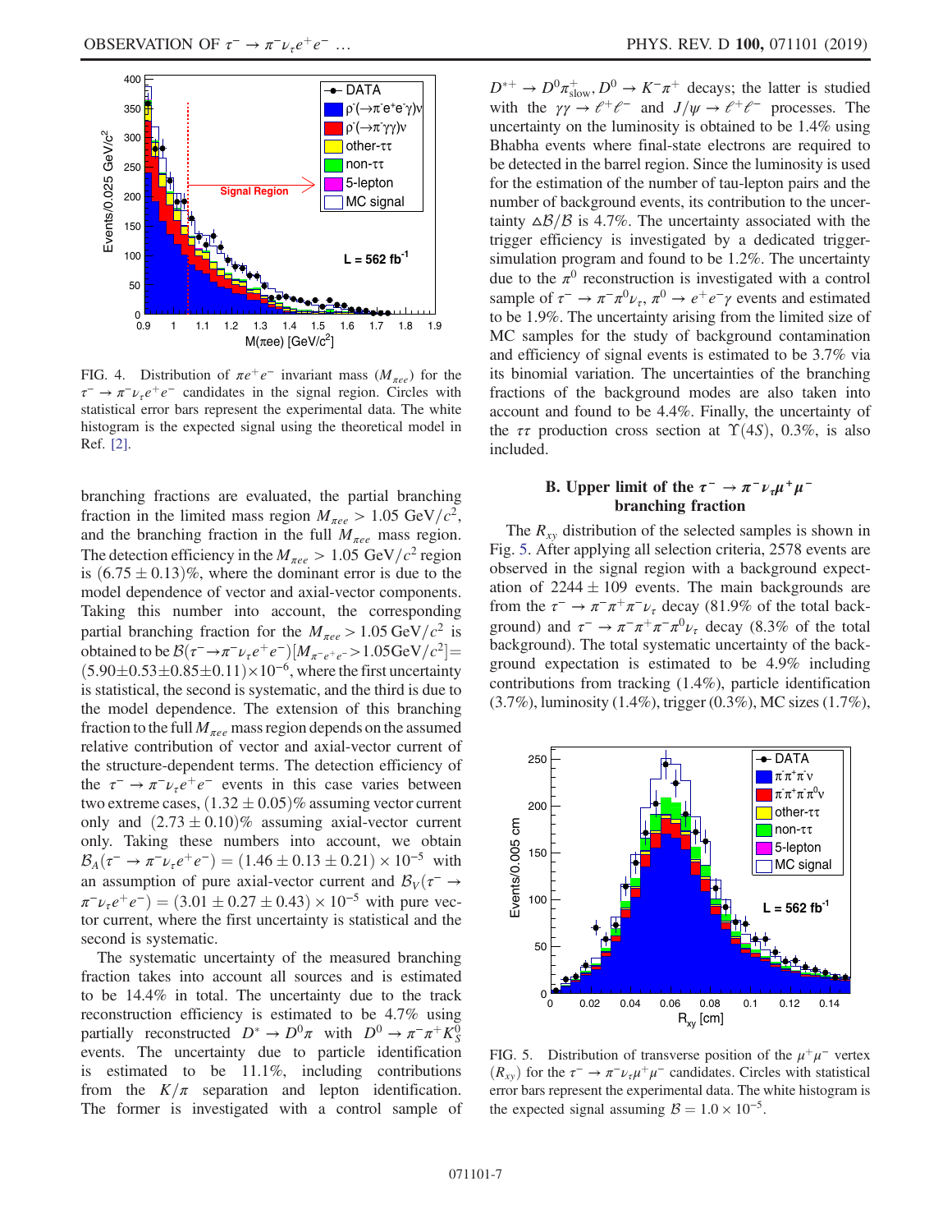FIG. 4. Distribution of $\pi e^+e^-$ invariant mass ($M_{\pi ee}$) for the $\tau^- \to \pi^-\nu_\tau e^+e^-$ candidates in the signal region. Circles with statistical error bars represent the experimental data. The white histogram is the expected signal using the theoretical model in Ref. [2].

branching fractions are evaluated, the partial branching fraction in the limited mass region $M_{\pi ee} > 1.05$ GeV/$c^2$, and the branching fraction in the full $M_{\pi ee}$ mass region. The detection efficiency in the $M_{\pi ee} > 1.05$ GeV/$c^2$ region is $(6.75 \pm 0.13)$%, where the dominant error is due to the model dependence of vector and axial-vector components. Taking this number into account, the corresponding partial branching fraction for the $M_{\pi ee} > 1.05$ GeV/$c^2$ is obtained to be $\mathcal{B}(\tau^- \to \pi^-\nu_\tau e^+e^-)[M_{\pi^-e^+e^-} > 1.05\,\mathrm{GeV}/c^2] = (5.90 \pm 0.53 \pm 0.85 \pm 0.11) \times 10^{-6}$, where the first uncertainty is statistical, the second is systematic, and the third is due to the model dependence. The extension of this branching fraction to the full $M_{\pi ee}$ mass region depends on the assumed relative contribution of vector and axial-vector current of the structure-dependent terms. The detection efficiency of the $\tau^- \to \pi^-\nu_\tau e^+e^-$ events in this case varies between two extreme cases, $(1.32 \pm 0.05)$% assuming vector current only and $(2.73 \pm 0.10)$% assuming axial-vector current only. Taking these numbers into account, we obtain $\mathcal{B}_A(\tau^- \to \pi^-\nu_\tau e^+e^-) = (1.46 \pm 0.13 \pm 0.21) \times 10^{-5}$ with an assumption of pure axial-vector current and $\mathcal{B}_V(\tau^- \to \pi^-\nu_\tau e^+e^-) = (3.01 \pm 0.27 \pm 0.43) \times 10^{-5}$ with pure vector current, where the first uncertainty is statistical and the second is systematic.

The systematic uncertainty of the measured branching fraction takes into account all sources and is estimated to be 14.4% in total. The uncertainty due to the track reconstruction efficiency is estimated to be 4.7% using partially reconstructed $D^* \to D^0\pi$ with $D^0 \to \pi^-\pi^+K_S^0$ events. The uncertainty due to particle identification is estimated to be 11.1%, including contributions from the $K/\pi$ separation and lepton identification. The former is investigated with a control sample of $D^{*+} \to D^0\pi^+_{\mathrm{slow}}$, $D^0 \to K^-\pi^+$ decays; the latter is studied with the $\gamma\gamma \to \ell^+\ell^-$ and $J/\psi \to \ell^+\ell^-$ processes. The uncertainty on the luminosity is obtained to be 1.4% using Bhabha events where final-state electrons are required to be detected in the barrel region. Since the luminosity is used for the estimation of the number of tau-lepton pairs and the number of background events, its contribution to the uncertainty $\Delta\mathcal{B}/\mathcal{B}$ is 4.7%. The uncertainty associated with the trigger efficiency is investigated by a dedicated trigger-simulation program and found to be 1.2%. The uncertainty due to the $\pi^0$ reconstruction is investigated with a control sample of $\tau^- \to \pi^-\pi^0\nu_\tau$, $\pi^0 \to e^+e^-\gamma$ events and estimated to be 1.9%. The uncertainty arising from the limited size of MC samples for the study of background contamination and efficiency of signal events is estimated to be 3.7% via its binomial variation. The uncertainties of the branching fractions of the background modes are also taken into account and found to be 4.4%. Finally, the uncertainty of the $\tau\tau$ production cross section at $\Upsilon(4S)$, 0.3%, is also included.

### B. Upper limit of the $\tau^- \to \pi^-\nu_\tau\mu^+\mu^-$ branching fraction

The $R_{xy}$ distribution of the selected samples is shown in Fig. 5. After applying all selection criteria, 2578 events are observed in the signal region with a background expectation of $2244 \pm 109$ events. The main backgrounds are from the $\tau^- \to \pi^-\pi^+\pi^-\nu_\tau$ decay (81.9% of the total background) and $\tau^- \to \pi^-\pi^+\pi^-\pi^0\nu_\tau$ decay (8.3% of the total background). The total systematic uncertainty of the background expectation is estimated to be 4.9% including contributions from tracking (1.4%), particle identification (3.7%), luminosity (1.4%), trigger (0.3%), MC sizes (1.7%),

FIG. 5. Distribution of transverse position of the $\mu^+\mu^-$ vertex ($R_{xy}$) for the $\tau^- \to \pi^-\nu_\tau\mu^+\mu^-$ candidates. Circles with statistical error bars represent the experimental data. The white histogram is the expected signal assuming $\mathcal{B} = 1.0 \times 10^{-5}$.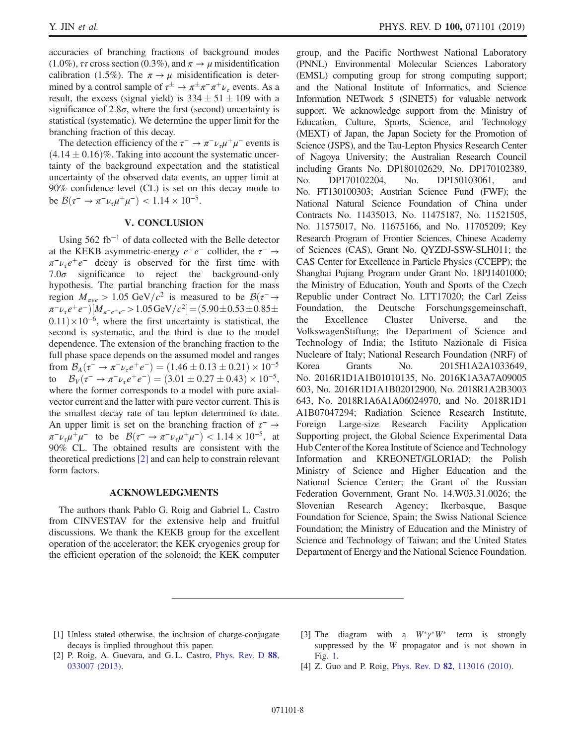accuracies of branching fractions of background modes (1.0%), $\tau\tau$ cross section (0.3%), and $\pi \to \mu$ misidentification calibration (1.5%). The $\pi \to \mu$ misidentification is determined by a control sample of $\tau^{\pm} \to \pi^{\pm}\pi^{-}\pi^{+}\nu_{\tau}$ events. As a result, the excess (signal yield) is $334 \pm 51 \pm 109$ with a significance of $2.8\sigma$, where the first (second) uncertainty is statistical (systematic). We determine the upper limit for the branching fraction of this decay.

The detection efficiency of the $\tau^{-} \to \pi^{-}\nu_{\tau}\mu^{+}\mu^{-}$ events is $(4.14 \pm 0.16)\%$. Taking into account the systematic uncertainty of the background expectation and the statistical uncertainty of the observed data events, an upper limit at 90% confidence level (CL) is set on this decay mode to be $\mathcal{B}(\tau^{-} \to \pi^{-}\nu_{\tau}\mu^{+}\mu^{-}) < 1.14 \times 10^{-5}$.

## V. CONCLUSION

Using 562 $\mathrm{fb}^{-1}$ of data collected with the Belle detector at the KEKB asymmetric-energy $e^{+}e^{-}$ collider, the $\tau^{-} \to \pi^{-}\nu_{\tau}e^{+}e^{-}$ decay is observed for the first time with $7.0\sigma$ significance to reject the background-only hypothesis. The partial branching fraction for the mass region $M_{\pi ee} > 1.05\ \mathrm{GeV}/c^{2}$ is measured to be $\mathcal{B}(\tau^{-} \to \pi^{-}\nu_{\tau}e^{+}e^{-})[M_{\pi^{-}e^{+}e^{-}} > 1.05\,\mathrm{GeV}/c^{2}] = (5.90 \pm 0.53 \pm 0.85 \pm 0.11) \times 10^{-6}$, where the first uncertainty is statistical, the second is systematic, and the third is due to the model dependence. The extension of the branching fraction to the full phase space depends on the assumed model and ranges from $\mathcal{B}_{A}(\tau^{-} \to \pi^{-}\nu_{\tau}e^{+}e^{-}) = (1.46 \pm 0.13 \pm 0.21) \times 10^{-5}$ to $\mathcal{B}_{V}(\tau^{-} \to \pi^{-}\nu_{\tau}e^{+}e^{-}) = (3.01 \pm 0.27 \pm 0.43) \times 10^{-5}$, where the former corresponds to a model with pure axial-vector current and the latter with pure vector current. This is the smallest decay rate of tau lepton determined to date. An upper limit is set on the branching fraction of $\tau^{-} \to \pi^{-}\nu_{\tau}\mu^{+}\mu^{-}$ to be $\mathcal{B}(\tau^{-} \to \pi^{-}\nu_{\tau}\mu^{+}\mu^{-}) < 1.14 \times 10^{-5}$, at 90% CL. The obtained results are consistent with the theoretical predictions [2] and can help to constrain relevant form factors.

## ACKNOWLEDGMENTS

The authors thank Pablo G. Roig and Gabriel L. Castro from CINVESTAV for the extensive help and fruitful discussions. We thank the KEKB group for the excellent operation of the accelerator; the KEK cryogenics group for the efficient operation of the solenoid; the KEK computer group, and the Pacific Northwest National Laboratory (PNNL) Environmental Molecular Sciences Laboratory (EMSL) computing group for strong computing support; and the National Institute of Informatics, and Science Information NETwork 5 (SINET5) for valuable network support. We acknowledge support from the Ministry of Education, Culture, Sports, Science, and Technology (MEXT) of Japan, the Japan Society for the Promotion of Science (JSPS), and the Tau-Lepton Physics Research Center of Nagoya University; the Australian Research Council including Grants No. DP180102629, No. DP170102389, No. DP170102204, No. DP150103061, and No. FT130100303; Austrian Science Fund (FWF); the National Natural Science Foundation of China under Contracts No. 11435013, No. 11475187, No. 11521505, No. 11575017, No. 11675166, and No. 11705209; Key Research Program of Frontier Sciences, Chinese Academy of Sciences (CAS), Grant No. QYZDJ-SSW-SLH011; the CAS Center for Excellence in Particle Physics (CCEPP); the Shanghai Pujiang Program under Grant No. 18PJ1401000; the Ministry of Education, Youth and Sports of the Czech Republic under Contract No. LTT17020; the Carl Zeiss Foundation, the Deutsche Forschungsgemeinschaft, the Excellence Cluster Universe, and the VolkswagenStiftung; the Department of Science and Technology of India; the Istituto Nazionale di Fisica Nucleare of Italy; National Research Foundation (NRF) of Korea Grants No. 2015H1A2A1033649, No. 2016R1D1A1B01010135, No. 2016K1A3A7A09005603, No. 2016R1D1A1B02012900, No. 2018R1A2B3003643, No. 2018R1A6A1A06024970, and No. 2018R1D1A1B07047294; Radiation Science Research Institute, Foreign Large-size Research Facility Application Supporting project, the Global Science Experimental Data Hub Center of the Korea Institute of Science and Technology Information and KREONET/GLORIAD; the Polish Ministry of Science and Higher Education and the National Science Center; the Grant of the Russian Federation Government, Grant No. 14.W03.31.0026; the Slovenian Research Agency; Ikerbasque, Basque Foundation for Science, Spain; the Swiss National Science Foundation; the Ministry of Education and the Ministry of Science and Technology of Taiwan; and the United States Department of Energy and the National Science Foundation.

---

[1] Unless stated otherwise, the inclusion of charge-conjugate decays is implied throughout this paper.

[2] P. Roig, A. Guevara, and G. L. Castro, Phys. Rev. D **88**, 033007 (2013).

[3] The diagram with a $W^{*}\gamma^{*}W^{*}$ term is strongly suppressed by the $W$ propagator and is not shown in Fig. 1.

[4] Z. Guo and P. Roig, Phys. Rev. D **82**, 113016 (2010).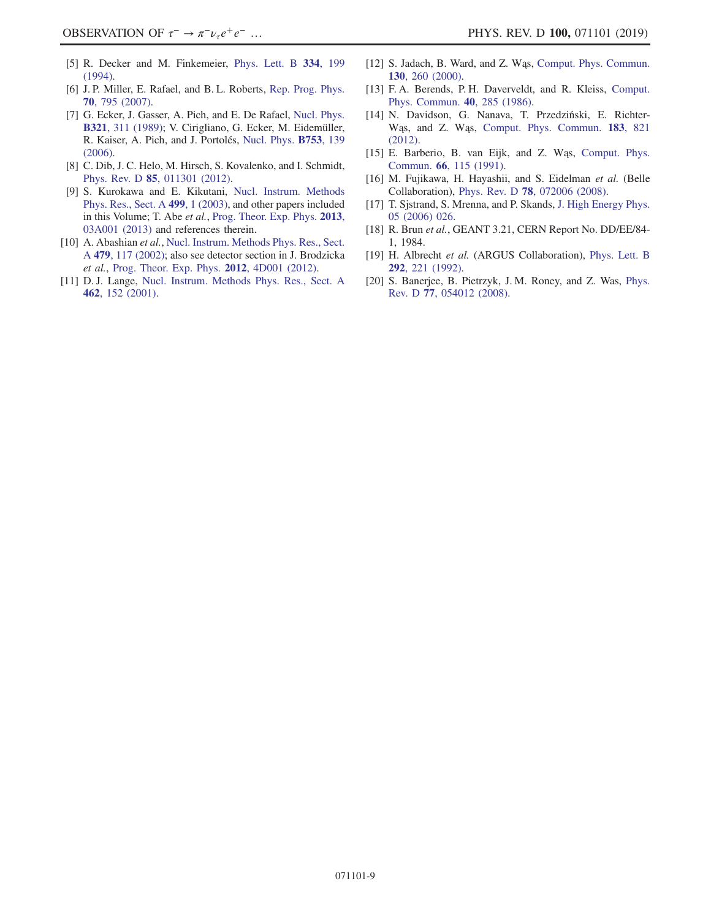[5] R. Decker and M. Finkemeier, Phys. Lett. B **334**, 199 (1994).

[6] J. P. Miller, E. Rafael, and B. L. Roberts, Rep. Prog. Phys. **70**, 795 (2007).

[7] G. Ecker, J. Gasser, A. Pich, and E. De Rafael, Nucl. Phys. **B321**, 311 (1989); V. Cirigliano, G. Ecker, M. Eidemüller, R. Kaiser, A. Pich, and J. Portolés, Nucl. Phys. **B753**, 139 (2006).

[8] C. Dib, J. C. Helo, M. Hirsch, S. Kovalenko, and I. Schmidt, Phys. Rev. D **85**, 011301 (2012).

[9] S. Kurokawa and E. Kikutani, Nucl. Instrum. Methods Phys. Res., Sect. A **499**, 1 (2003), and other papers included in this Volume; T. Abe *et al.*, Prog. Theor. Exp. Phys. **2013**, 03A001 (2013) and references therein.

[10] A. Abashian *et al.*, Nucl. Instrum. Methods Phys. Res., Sect. A **479**, 117 (2002); also see detector section in J. Brodzicka *et al.*, Prog. Theor. Exp. Phys. **2012**, 4D001 (2012).

[11] D. J. Lange, Nucl. Instrum. Methods Phys. Res., Sect. A **462**, 152 (2001).

[12] S. Jadach, B. Ward, and Z. Wąs, Comput. Phys. Commun. **130**, 260 (2000).

[13] F. A. Berends, P. H. Daverveldt, and R. Kleiss, Comput. Phys. Commun. **40**, 285 (1986).

[14] N. Davidson, G. Nanava, T. Przedziński, E. Richter-Wąs, and Z. Wąs, Comput. Phys. Commun. **183**, 821 (2012).

[15] E. Barberio, B. van Eijk, and Z. Wąs, Comput. Phys. Commun. **66**, 115 (1991).

[16] M. Fujikawa, H. Hayashii, and S. Eidelman *et al.* (Belle Collaboration), Phys. Rev. D **78**, 072006 (2008).

[17] T. Sjstrand, S. Mrenna, and P. Skands, J. High Energy Phys. 05 (2006) 026.

[18] R. Brun *et al.*, GEANT 3.21, CERN Report No. DD/EE/84-1, 1984.

[19] H. Albrecht *et al.* (ARGUS Collaboration), Phys. Lett. B **292**, 221 (1992).

[20] S. Banerjee, B. Pietrzyk, J. M. Roney, and Z. Was, Phys. Rev. D **77**, 054012 (2008).